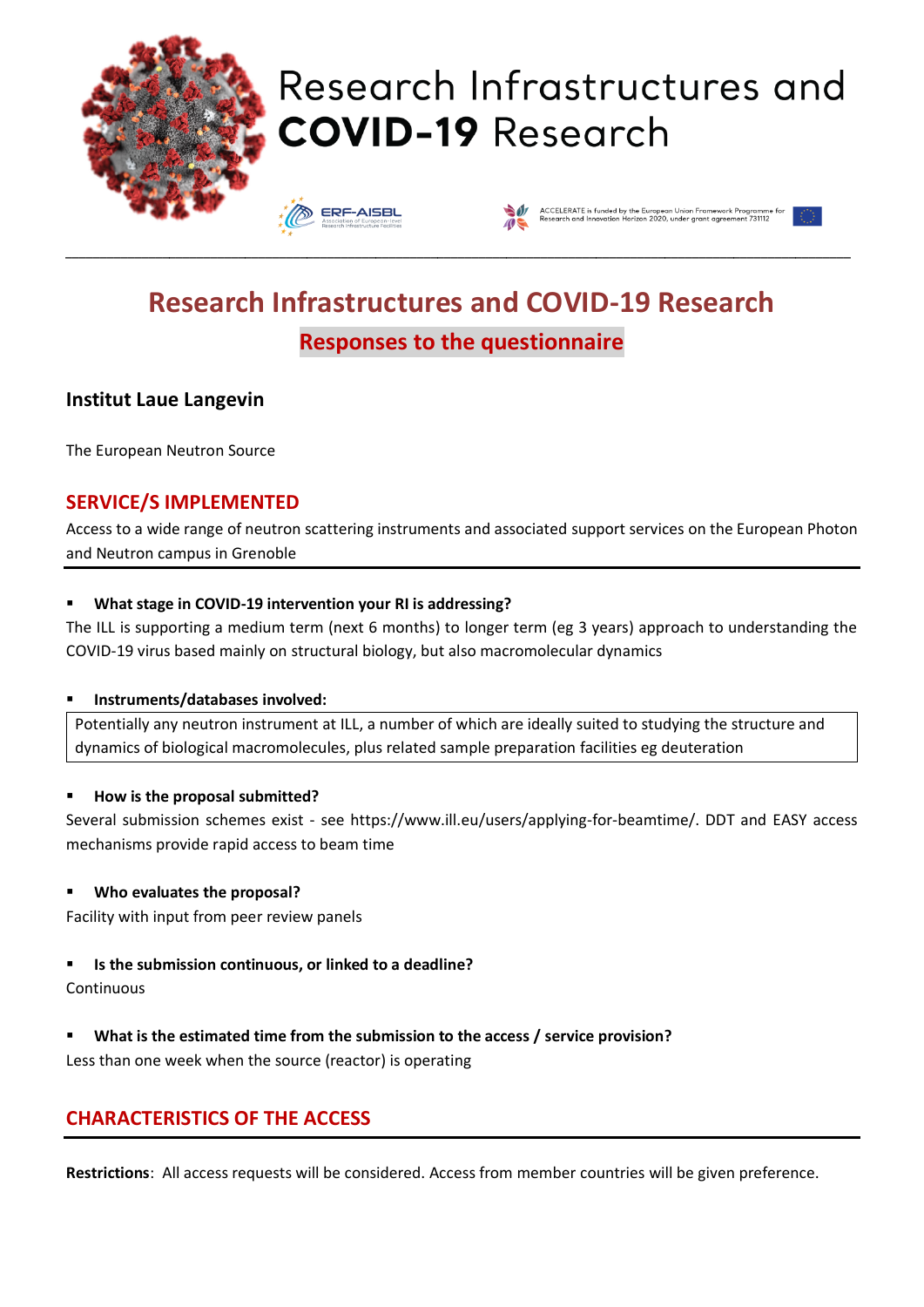# Research Infrastructures and COVID-19 Research

ERF-AISBL Association of European-level Research Infrastructure Facilities

ACCELERATE is funded by the European Union Framework Programme for Research and Innovation Horizon 2020, under grant agreement 731112

## Research Infrastructures and COVID-19 Research

### Responses to the questionnaire

**Institut Laue Langevin**

The European Neutron Source

## SERVICE/S IMPLEMENTED

Access to a wide range of neutron scattering instruments and associated support services on the European Photon and Neutron campus in Grenoble

- **What stage in COVID-19 intervention your RI is addressing?**

The ILL is supporting a medium term (next 6 months) to longer term (eg 3 years) approach to understanding the COVID-19 virus based mainly on structural biology, but also macromolecular dynamics

- **Instruments/databases involved:**

Potentially any neutron instrument at ILL, a number of which are ideally suited to studying the structure and dynamics of biological macromolecules, plus related sample preparation facilities eg deuteration

- **How is the proposal submitted?**

Several submission schemes exist - see https://www.ill.eu/users/applying-for-beamtime/. DDT and EASY access mechanisms provide rapid access to beam time

- **Who evaluates the proposal?**

Facility with input from peer review panels

- **Is the submission continuous, or linked to a deadline?**

Continuous

- **What is the estimated time from the submission to the access / service provision?**

Less than one week when the source (reactor) is operating

## CHARACTERISTICS OF THE ACCESS

**Restrictions**: All access requests will be considered. Access from member countries will be given preference.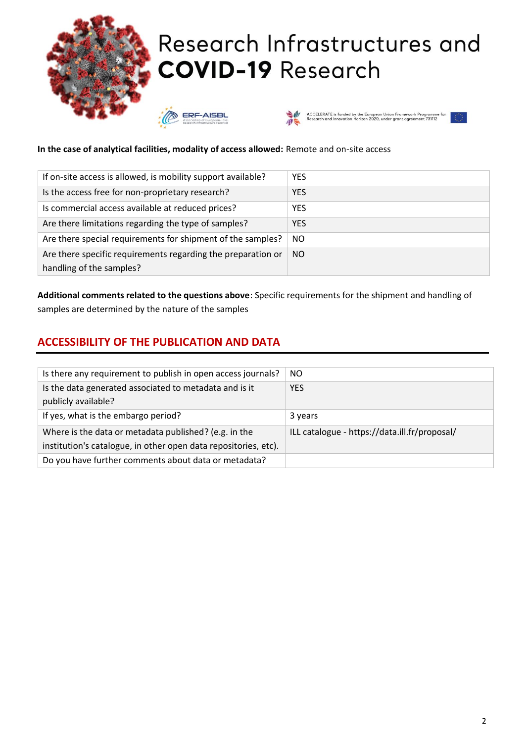**In the case of analytical facilities, modality of access allowed:** Remote and on-site access

| | |
|---|---|
| If on-site access is allowed, is mobility support available? | YES |
| Is the access free for non-proprietary research? | YES |
| Is commercial access available at reduced prices? | YES |
| Are there limitations regarding the type of samples? | YES |
| Are there special requirements for shipment of the samples? | NO |
| Are there specific requirements regarding the preparation or handling of the samples? | NO |

**Additional comments related to the questions above**: Specific requirements for the shipment and handling of samples are determined by the nature of the samples

## ACCESSIBILITY OF THE PUBLICATION AND DATA

| | |
|---|---|
| Is there any requirement to publish in open access journals? | NO |
| Is the data generated associated to metadata and is it publicly available? | YES |
| If yes, what is the embargo period? | 3 years |
| Where is the data or metadata published? (e.g. in the institution's catalogue, in other open data repositories, etc). | ILL catalogue - https://data.ill.fr/proposal/ |
| Do you have further comments about data or metadata? | |